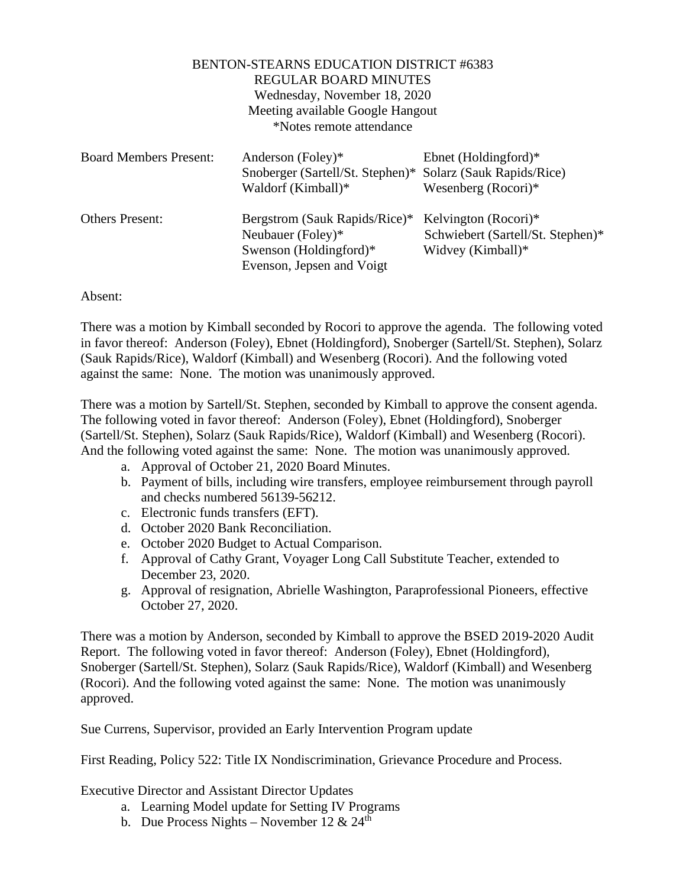BENTON-STEARNS EDUCATION DISTRICT #6383
REGULAR BOARD MINUTES
Wednesday, November 18, 2020
Meeting available Google Hangout
*Notes remote attendance

| Board Members Present: | Anderson (Foley)* | Ebnet (Holdingford)* |
|---|---|---|
| | Snoberger (Sartell/St. Stephen)* | Solarz (Sauk Rapids/Rice) |
| | Waldorf (Kimball)* | Wesenberg (Rocori)* |
| Others Present: | Bergstrom (Sauk Rapids/Rice)* | Kelvington (Rocori)* |
| | Neubauer (Foley)* | Schwiebert (Sartell/St. Stephen)* |
| | Swenson (Holdingford)* | Widvey (Kimball)* |
| | Evenson, Jepsen and Voigt | |

Absent:

There was a motion by Kimball seconded by Rocori to approve the agenda. The following voted in favor thereof: Anderson (Foley), Ebnet (Holdingford), Snoberger (Sartell/St. Stephen), Solarz (Sauk Rapids/Rice), Waldorf (Kimball) and Wesenberg (Rocori). And the following voted against the same: None. The motion was unanimously approved.

There was a motion by Sartell/St. Stephen, seconded by Kimball to approve the consent agenda. The following voted in favor thereof: Anderson (Foley), Ebnet (Holdingford), Snoberger (Sartell/St. Stephen), Solarz (Sauk Rapids/Rice), Waldorf (Kimball) and Wesenberg (Rocori). And the following voted against the same: None. The motion was unanimously approved.

a. Approval of October 21, 2020 Board Minutes.
b. Payment of bills, including wire transfers, employee reimbursement through payroll and checks numbered 56139-56212.
c. Electronic funds transfers (EFT).
d. October 2020 Bank Reconciliation.
e. October 2020 Budget to Actual Comparison.
f. Approval of Cathy Grant, Voyager Long Call Substitute Teacher, extended to December 23, 2020.
g. Approval of resignation, Abrielle Washington, Paraprofessional Pioneers, effective October 27, 2020.

There was a motion by Anderson, seconded by Kimball to approve the BSED 2019-2020 Audit Report. The following voted in favor thereof: Anderson (Foley), Ebnet (Holdingford), Snoberger (Sartell/St. Stephen), Solarz (Sauk Rapids/Rice), Waldorf (Kimball) and Wesenberg (Rocori). And the following voted against the same: None. The motion was unanimously approved.

Sue Currens, Supervisor, provided an Early Intervention Program update

First Reading, Policy 522: Title IX Nondiscrimination, Grievance Procedure and Process.

Executive Director and Assistant Director Updates

a. Learning Model update for Setting IV Programs
b. Due Process Nights – November 12 & 24th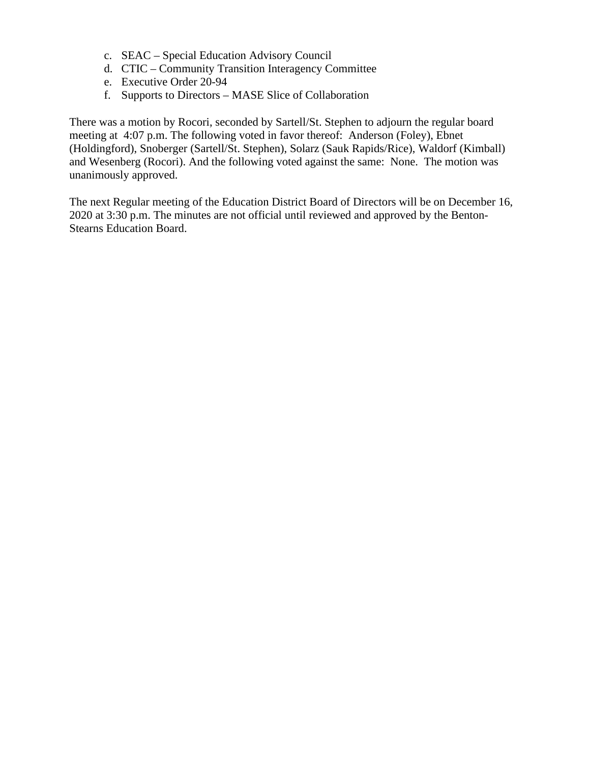c. SEAC – Special Education Advisory Council
d. CTIC – Community Transition Interagency Committee
e. Executive Order 20-94
f. Supports to Directors – MASE Slice of Collaboration

There was a motion by Rocori, seconded by Sartell/St. Stephen to adjourn the regular board meeting at 4:07 p.m. The following voted in favor thereof: Anderson (Foley), Ebnet (Holdingford), Snoberger (Sartell/St. Stephen), Solarz (Sauk Rapids/Rice), Waldorf (Kimball) and Wesenberg (Rocori). And the following voted against the same: None. The motion was unanimously approved.

The next Regular meeting of the Education District Board of Directors will be on December 16, 2020 at 3:30 p.m. The minutes are not official until reviewed and approved by the Benton-Stearns Education Board.